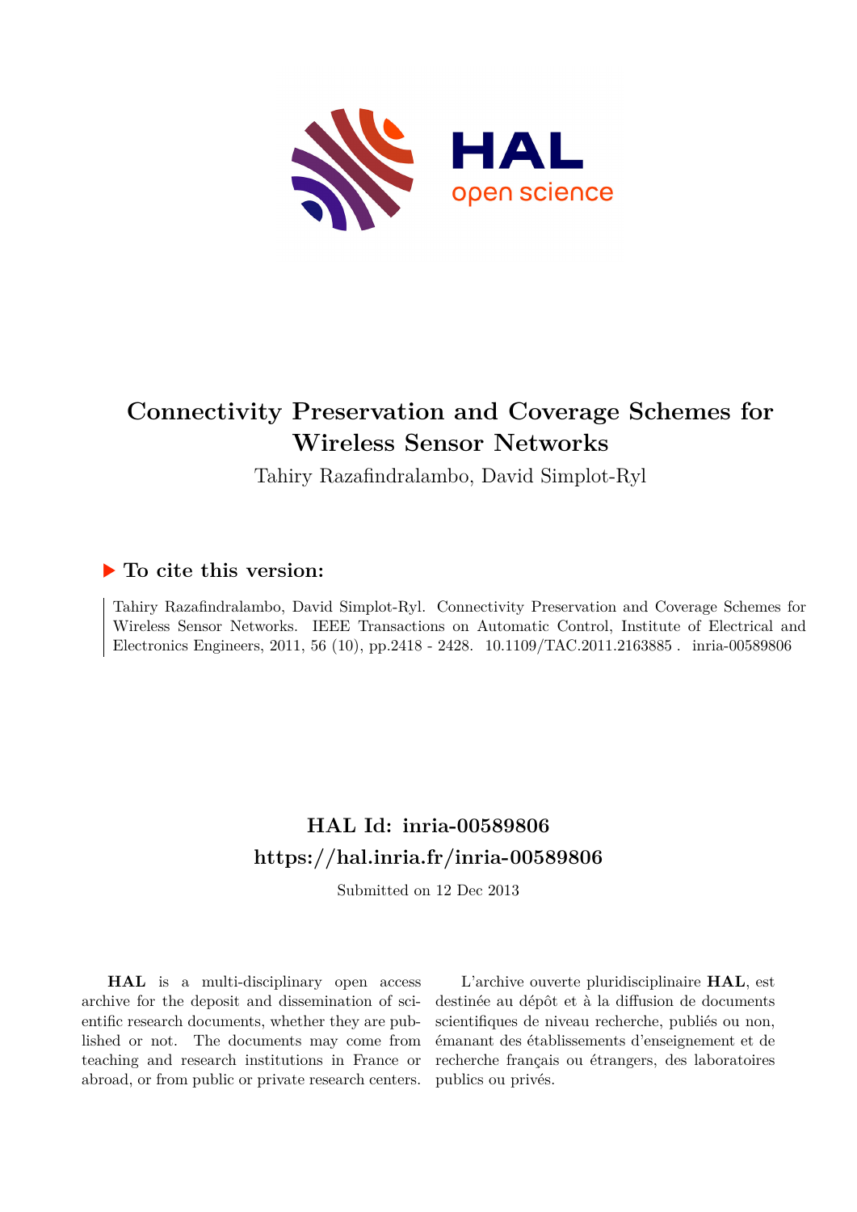# Connectivity Preservation and Coverage Schemes for Wireless Sensor Networks

Tahiry Razafindralambo, David Simplot-Ryl

### ▶ To cite this version:

Tahiry Razafindralambo, David Simplot-Ryl. Connectivity Preservation and Coverage Schemes for Wireless Sensor Networks. IEEE Transactions on Automatic Control, Institute of Electrical and Electronics Engineers, 2011, 56 (10), pp.2418 - 2428. 10.1109/TAC.2011.2163885 . inria-00589806

## HAL Id: inria-00589806
## https://hal.inria.fr/inria-00589806

Submitted on 12 Dec 2013

**HAL** is a multi-disciplinary open access archive for the deposit and dissemination of scientific research documents, whether they are published or not. The documents may come from teaching and research institutions in France or abroad, or from public or private research centers.

L'archive ouverte pluridisciplinaire **HAL**, est destinée au dépôt et à la diffusion de documents scientifiques de niveau recherche, publiés ou non, émanant des établissements d'enseignement et de recherche français ou étrangers, des laboratoires publics ou privés.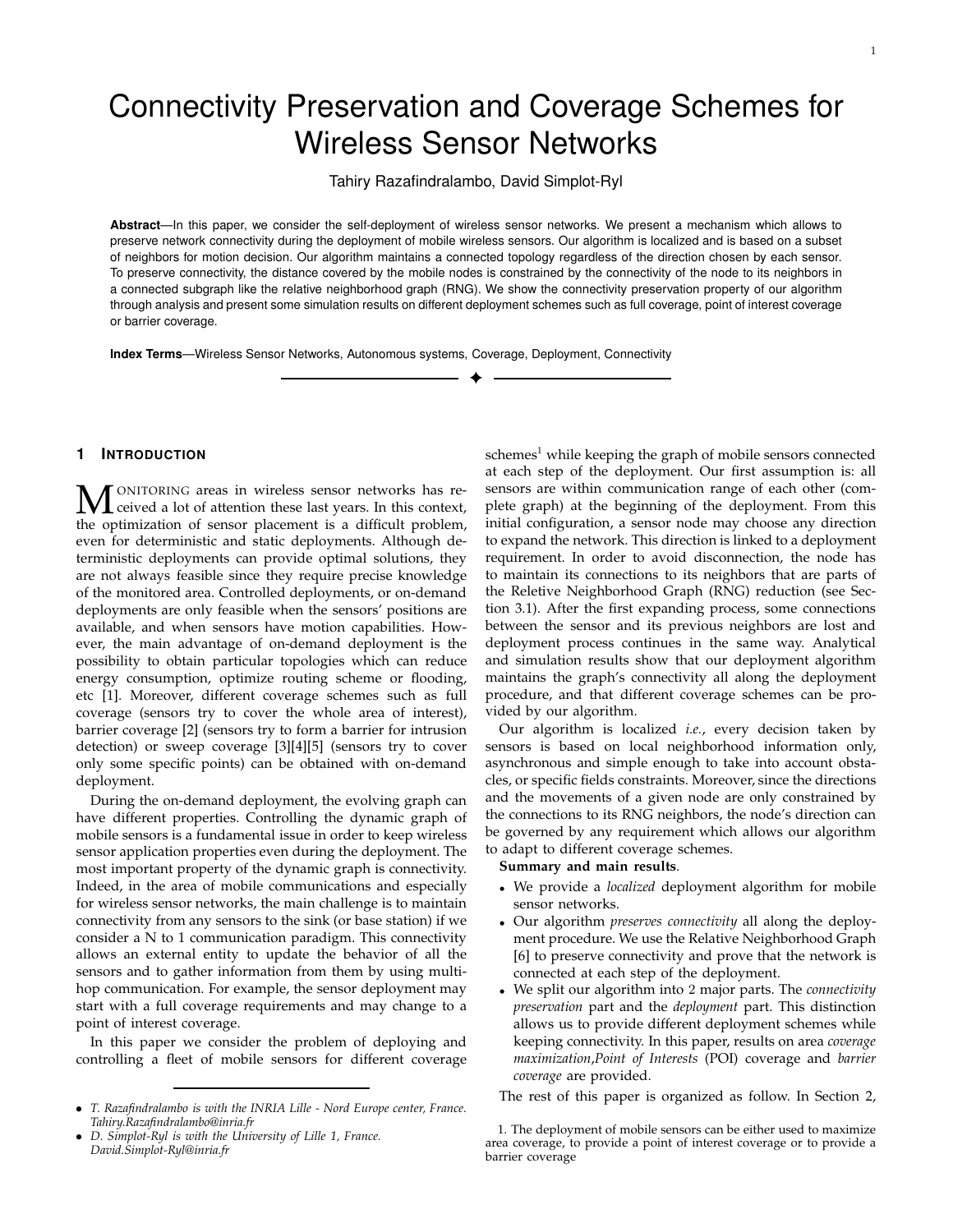# Connectivity Preservation and Coverage Schemes for Wireless Sensor Networks

Tahiry Razafindralambo, David Simplot-Ryl

**Abstract**—In this paper, we consider the self-deployment of wireless sensor networks. We present a mechanism which allows to preserve network connectivity during the deployment of mobile wireless sensors. Our algorithm is localized and is based on a subset of neighbors for motion decision. Our algorithm maintains a connected topology regardless of the direction chosen by each sensor. To preserve connectivity, the distance covered by the mobile nodes is constrained by the connectivity of the node to its neighbors in a connected subgraph like the relative neighborhood graph (RNG). We show the connectivity preservation property of our algorithm through analysis and present some simulation results on different deployment schemes such as full coverage, point of interest coverage or barrier coverage.

**Index Terms**—Wireless Sensor Networks, Autonomous systems, Coverage, Deployment, Connectivity

---

## 1 Introduction

Monitoring areas in wireless sensor networks has received a lot of attention these last years. In this context, the optimization of sensor placement is a difficult problem, even for deterministic and static deployments. Although deterministic deployments can provide optimal solutions, they are not always feasible since they require precise knowledge of the monitored area. Controlled deployments, or on-demand deployments are only feasible when the sensors' positions are available, and when sensors have motion capabilities. However, the main advantage of on-demand deployment is the possibility to obtain particular topologies which can reduce energy consumption, optimize routing scheme or flooding, etc [1]. Moreover, different coverage schemes such as full coverage (sensors try to cover the whole area of interest), barrier coverage [2] (sensors try to form a barrier for intrusion detection) or sweep coverage [3][4][5] (sensors try to cover only some specific points) can be obtained with on-demand deployment.

During the on-demand deployment, the evolving graph can have different properties. Controlling the dynamic graph of mobile sensors is a fundamental issue in order to keep wireless sensor application properties even during the deployment. The most important property of the dynamic graph is connectivity. Indeed, in the area of mobile communications and especially for wireless sensor networks, the main challenge is to maintain connectivity from any sensors to the sink (or base station) if we consider a N to 1 communication paradigm. This connectivity allows an external entity to update the behavior of all the sensors and to gather information from them by using multi-hop communication. For example, the sensor deployment may start with a full coverage requirements and may change to a point of interest coverage.

In this paper we consider the problem of deploying and controlling a fleet of mobile sensors for different coverage schemes[1] while keeping the graph of mobile sensors connected at each step of the deployment. Our first assumption is: all sensors are within communication range of each other (complete graph) at the beginning of the deployment. From this initial configuration, a sensor node may choose any direction to expand the network. This direction is linked to a deployment requirement. In order to avoid disconnection, the node has to maintain its connections to its neighbors that are parts of the Reletive Neighborhood Graph (RNG) reduction (see Section 3.1). After the first expanding process, some connections between the sensor and its previous neighbors are lost and deployment process continues in the same way. Analytical and simulation results show that our deployment algorithm maintains the graph's connectivity all along the deployment procedure, and that different coverage schemes can be provided by our algorithm.

Our algorithm is localized *i.e.*, every decision taken by sensors is based on local neighborhood information only, asynchronous and simple enough to take into account obstacles, or specific fields constraints. Moreover, since the directions and the movements of a given node are only constrained by the connections to its RNG neighbors, the node's direction can be governed by any requirement which allows our algorithm to adapt to different coverage schemes.

**Summary and main results**.

- We provide a *localized* deployment algorithm for mobile sensor networks.
- Our algorithm *preserves connectivity* all along the deployment procedure. We use the Relative Neighborhood Graph [6] to preserve connectivity and prove that the network is connected at each step of the deployment.
- We split our algorithm into 2 major parts. The *connectivity preservation* part and the *deployment* part. This distinction allows us to provide different deployment schemes while keeping connectivity. In this paper, results on area *coverage maximization*,*Point of Interests* (POI) coverage and *barrier coverage* are provided.

The rest of this paper is organized as follow. In Section 2,

- *T. Razafindralambo is with the INRIA Lille - Nord Europe center, France. Tahiry.Razafindralambo@inria.fr*
- *D. Simplot-Ryl is with the University of Lille 1, France. David.Simplot-Ryl@inria.fr*

1. The deployment of mobile sensors can be either used to maximize area coverage, to provide a point of interest coverage or to provide a barrier coverage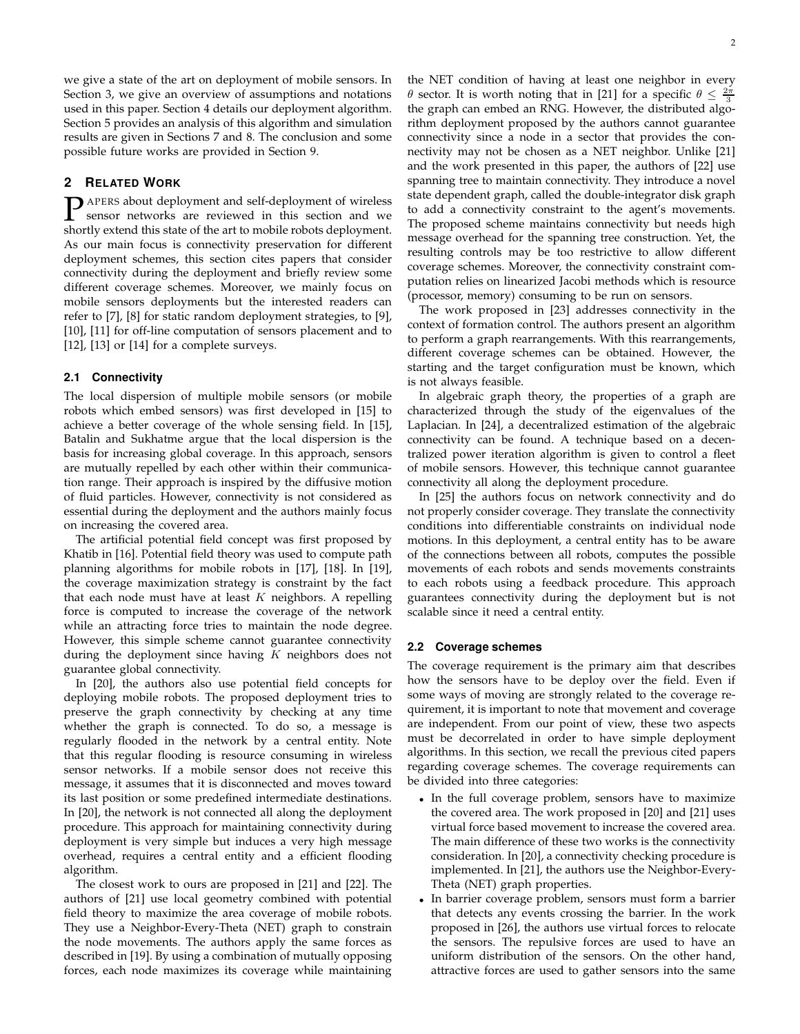we give a state of the art on deployment of mobile sensors. In Section 3, we give an overview of assumptions and notations used in this paper. Section 4 details our deployment algorithm. Section 5 provides an analysis of this algorithm and simulation results are given in Sections 7 and 8. The conclusion and some possible future works are provided in Section 9.

## 2 Related Work

Papers about deployment and self-deployment of wireless sensor networks are reviewed in this section and we shortly extend this state of the art to mobile robots deployment. As our main focus is connectivity preservation for different deployment schemes, this section cites papers that consider connectivity during the deployment and briefly review some different coverage schemes. Moreover, we mainly focus on mobile sensors deployments but the interested readers can refer to [7], [8] for static random deployment strategies, to [9], [10], [11] for off-line computation of sensors placement and to [12], [13] or [14] for a complete surveys.

### 2.1 Connectivity

The local dispersion of multiple mobile sensors (or mobile robots which embed sensors) was first developed in [15] to achieve a better coverage of the whole sensing field. In [15], Batalin and Sukhatme argue that the local dispersion is the basis for increasing global coverage. In this approach, sensors are mutually repelled by each other within their communication range. Their approach is inspired by the diffusive motion of fluid particles. However, connectivity is not considered as essential during the deployment and the authors mainly focus on increasing the covered area.

The artificial potential field concept was first proposed by Khatib in [16]. Potential field theory was used to compute path planning algorithms for mobile robots in [17], [18]. In [19], the coverage maximization strategy is constraint by the fact that each node must have at least $K$ neighbors. A repelling force is computed to increase the coverage of the network while an attracting force tries to maintain the node degree. However, this simple scheme cannot guarantee connectivity during the deployment since having $K$ neighbors does not guarantee global connectivity.

In [20], the authors also use potential field concepts for deploying mobile robots. The proposed deployment tries to preserve the graph connectivity by checking at any time whether the graph is connected. To do so, a message is regularly flooded in the network by a central entity. Note that this regular flooding is resource consuming in wireless sensor networks. If a mobile sensor does not receive this message, it assumes that it is disconnected and moves toward its last position or some predefined intermediate destinations. In [20], the network is not connected all along the deployment procedure. This approach for maintaining connectivity during deployment is very simple but induces a very high message overhead, requires a central entity and a efficient flooding algorithm.

The closest work to ours are proposed in [21] and [22]. The authors of [21] use local geometry combined with potential field theory to maximize the area coverage of mobile robots. They use a Neighbor-Every-Theta (NET) graph to constrain the node movements. The authors apply the same forces as described in [19]. By using a combination of mutually opposing forces, each node maximizes its coverage while maintaining the NET condition of having at least one neighbor in every $\theta$ sector. It is worth noting that in [21] for a specific $\theta \leq \frac{2\pi}{3}$ the graph can embed an RNG. However, the distributed algorithm deployment proposed by the authors cannot guarantee connectivity since a node in a sector that provides the connectivity may not be chosen as a NET neighbor. Unlike [21] and the work presented in this paper, the authors of [22] use spanning tree to maintain connectivity. They introduce a novel state dependent graph, called the double-integrator disk graph to add a connectivity constraint to the agent's movements. The proposed scheme maintains connectivity but needs high message overhead for the spanning tree construction. Yet, the resulting controls may be too restrictive to allow different coverage schemes. Moreover, the connectivity constraint computation relies on linearized Jacobi methods which is resource (processor, memory) consuming to be run on sensors.

The work proposed in [23] addresses connectivity in the context of formation control. The authors present an algorithm to perform a graph rearrangements. With this rearrangements, different coverage schemes can be obtained. However, the starting and the target configuration must be known, which is not always feasible.

In algebraic graph theory, the properties of a graph are characterized through the study of the eigenvalues of the Laplacian. In [24], a decentralized estimation of the algebraic connectivity can be found. A technique based on a decentralized power iteration algorithm is given to control a fleet of mobile sensors. However, this technique cannot guarantee connectivity all along the deployment procedure.

In [25] the authors focus on network connectivity and do not properly consider coverage. They translate the connectivity conditions into differentiable constraints on individual node motions. In this deployment, a central entity has to be aware of the connections between all robots, computes the possible movements of each robots and sends movements constraints to each robots using a feedback procedure. This approach guarantees connectivity during the deployment but is not scalable since it need a central entity.

### 2.2 Coverage schemes

The coverage requirement is the primary aim that describes how the sensors have to be deploy over the field. Even if some ways of moving are strongly related to the coverage requirement, it is important to note that movement and coverage are independent. From our point of view, these two aspects must be decorrelated in order to have simple deployment algorithms. In this section, we recall the previous cited papers regarding coverage schemes. The coverage requirements can be divided into three categories:

- In the full coverage problem, sensors have to maximize the covered area. The work proposed in [20] and [21] uses virtual force based movement to increase the covered area. The main difference of these two works is the connectivity consideration. In [20], a connectivity checking procedure is implemented. In [21], the authors use the Neighbor-Every-Theta (NET) graph properties.
- In barrier coverage problem, sensors must form a barrier that detects any events crossing the barrier. In the work proposed in [26], the authors use virtual forces to relocate the sensors. The repulsive forces are used to have an uniform distribution of the sensors. On the other hand, attractive forces are used to gather sensors into the same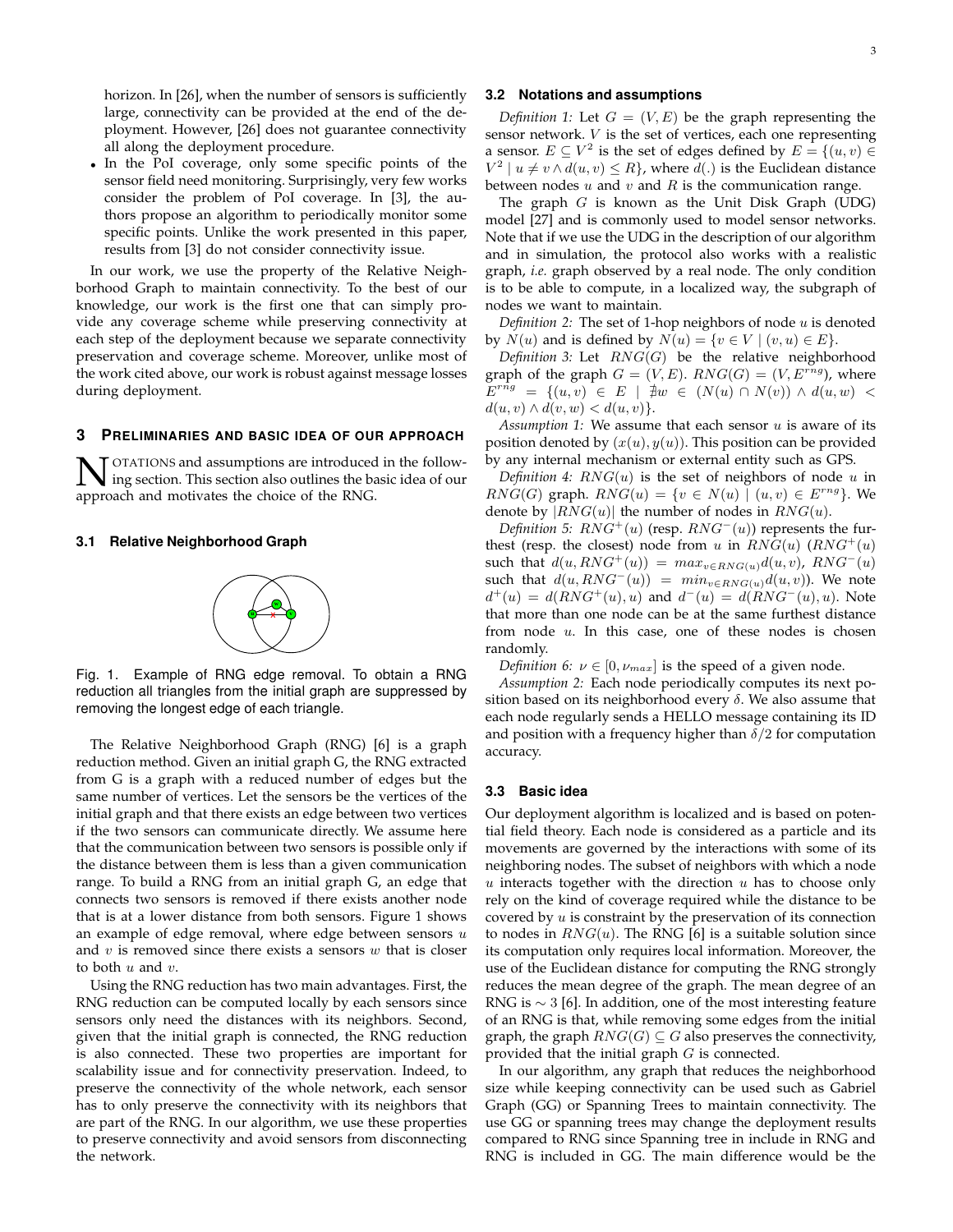horizon. In [26], when the number of sensors is sufficiently large, connectivity can be provided at the end of the deployment. However, [26] does not guarantee connectivity all along the deployment procedure.

- In the PoI coverage, only some specific points of the sensor field need monitoring. Surprisingly, very few works consider the problem of PoI coverage. In [3], the authors propose an algorithm to periodically monitor some specific points. Unlike the work presented in this paper, results from [3] do not consider connectivity issue.

In our work, we use the property of the Relative Neighborhood Graph to maintain connectivity. To the best of our knowledge, our work is the first one that can simply provide any coverage scheme while preserving connectivity at each step of the deployment because we separate connectivity preservation and coverage scheme. Moreover, unlike most of the work cited above, our work is robust against message losses during deployment.

## 3 Preliminaries and basic idea of our approach

Notations and assumptions are introduced in the following section. This section also outlines the basic idea of our approach and motivates the choice of the RNG.

### 3.1 Relative Neighborhood Graph

Fig. 1. Example of RNG edge removal. To obtain a RNG reduction all triangles from the initial graph are suppressed by removing the longest edge of each triangle.

The Relative Neighborhood Graph (RNG) [6] is a graph reduction method. Given an initial graph G, the RNG extracted from G is a graph with a reduced number of edges but the same number of vertices. Let the sensors be the vertices of the initial graph and that there exists an edge between two vertices if the two sensors can communicate directly. We assume here that the communication between two sensors is possible only if the distance between them is less than a given communication range. To build a RNG from an initial graph G, an edge that connects two sensors is removed if there exists another node that is at a lower distance from both sensors. Figure 1 shows an example of edge removal, where edge between sensors $u$ and $v$ is removed since there exists a sensors $w$ that is closer to both $u$ and $v$.

Using the RNG reduction has two main advantages. First, the RNG reduction can be computed locally by each sensors since sensors only need the distances with its neighbors. Second, given that the initial graph is connected, the RNG reduction is also connected. These two properties are important for scalability issue and for connectivity preservation. Indeed, to preserve the connectivity of the whole network, each sensor has to only preserve the connectivity with its neighbors that are part of the RNG. In our algorithm, we use these properties to preserve connectivity and avoid sensors from disconnecting the network.

### 3.2 Notations and assumptions

*Definition 1:* Let $G = (V, E)$ be the graph representing the sensor network. $V$ is the set of vertices, each one representing a sensor. $E \subseteq V^2$ is the set of edges defined by $E = \{(u, v) \in V^2 \mid u \neq v \wedge d(u, v) \leq R\}$, where $d(.)$ is the Euclidean distance between nodes $u$ and $v$ and $R$ is the communication range.

The graph $G$ is known as the Unit Disk Graph (UDG) model [27] and is commonly used to model sensor networks. Note that if we use the UDG in the description of our algorithm and in simulation, the protocol also works with a realistic graph, *i.e.* graph observed by a real node. The only condition is to be able to compute, in a localized way, the subgraph of nodes we want to maintain.

*Definition 2:* The set of 1-hop neighbors of node $u$ is denoted by $N(u)$ and is defined by $N(u) = \{v \in V \mid (v, u) \in E\}$.

*Definition 3:* Let $RNG(G)$ be the relative neighborhood graph of the graph $G = (V, E)$. $RNG(G) = (V, E^{rng})$, where $E^{rng} = \{(u, v) \in E \mid \nexists w \in (N(u) \cap N(v)) \wedge d(u, w) < d(u, v) \wedge d(v, w) < d(u, v)\}$.

*Assumption 1:* We assume that each sensor $u$ is aware of its position denoted by $(x(u), y(u))$. This position can be provided by any internal mechanism or external entity such as GPS.

*Definition 4:* $RNG(u)$ is the set of neighbors of node $u$ in $RNG(G)$ graph. $RNG(u) = \{v \in N(u) \mid (u, v) \in E^{rng}\}$. We denote by $|RNG(u)|$ the number of nodes in $RNG(u)$.

*Definition 5:* $RNG^{+}(u)$ (resp. $RNG^{-}(u)$) represents the furthest (resp. the closest) node from $u$ in $RNG(u)$ ($RNG^{+}(u)$ such that $d(u, RNG^{+}(u)) = max_{v \in RNG(u)} d(u, v)$, $RNG^{-}(u)$ such that $d(u, RNG^{-}(u)) = min_{v \in RNG(u)} d(u, v)$). We note $d^{+}(u) = d(RNG^{+}(u), u)$ and $d^{-}(u) = d(RNG^{-}(u), u)$. Note that more than one node can be at the same furthest distance from node $u$. In this case, one of these nodes is chosen randomly.

*Definition 6:* $\nu \in [0, \nu_{max}]$ is the speed of a given node.

*Assumption 2:* Each node periodically computes its next position based on its neighborhood every $\delta$. We also assume that each node regularly sends a HELLO message containing its ID and position with a frequency higher than $\delta/2$ for computation accuracy.

### 3.3 Basic idea

Our deployment algorithm is localized and is based on potential field theory. Each node is considered as a particle and its movements are governed by the interactions with some of its neighboring nodes. The subset of neighbors with which a node $u$ interacts together with the direction $u$ has to choose only rely on the kind of coverage required while the distance to be covered by $u$ is constraint by the preservation of its connection to nodes in $RNG(u)$. The RNG [6] is a suitable solution since its computation only requires local information. Moreover, the use of the Euclidean distance for computing the RNG strongly reduces the mean degree of the graph. The mean degree of an RNG is $\sim 3$ [6]. In addition, one of the most interesting feature of an RNG is that, while removing some edges from the initial graph, the graph $RNG(G) \subseteq G$ also preserves the connectivity, provided that the initial graph $G$ is connected.

In our algorithm, any graph that reduces the neighborhood size while keeping connectivity can be used such as Gabriel Graph (GG) or Spanning Trees to maintain connectivity. The use GG or spanning trees may change the deployment results compared to RNG since Spanning tree in include in RNG and RNG is included in GG. The main difference would be the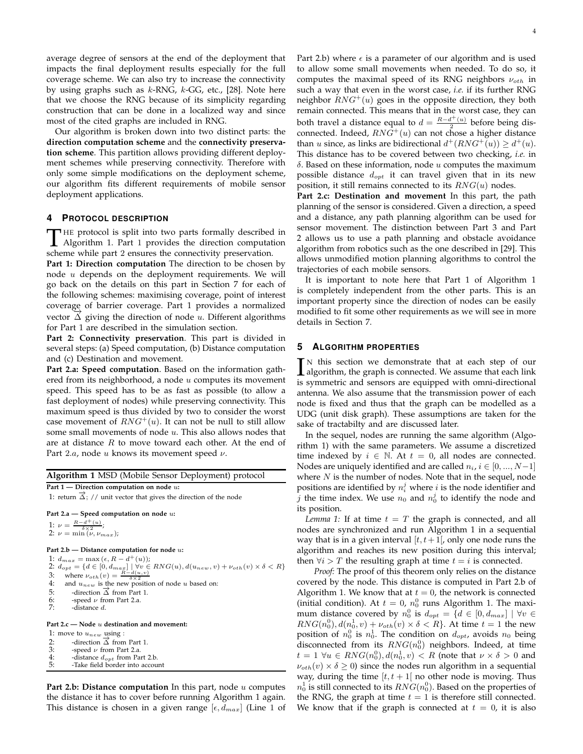average degree of sensors at the end of the deployment that impacts the final deployment results especially for the full coverage scheme. We can also try to increase the connectivity by using graphs such as $k$-RNG, $k$-GG, etc., [28]. Note here that we choose the RNG because of its simplicity regarding construction that can be done in a localized way and since most of the cited graphs are included in RNG.

Our algorithm is broken down into two distinct parts: the **direction computation scheme** and the **connectivity preservation scheme**. This partition allows providing different deployment schemes while preserving connectivity. Therefore with only some simple modifications on the deployment scheme, our algorithm fits different requirements of mobile sensor deployment applications.

## 4 Protocol Description

The protocol is split into two parts formally described in Algorithm 1. Part 1 provides the direction computation scheme while part 2 ensures the connectivity preservation.

**Part 1: Direction computation** The direction to be chosen by node $u$ depends on the deployment requirements. We will go back on the details on this part in Section 7 for each of the following schemes: maximising coverage, point of interest coverage of barrier coverage. Part 1 provides a normalized vector $\overrightarrow{\Delta}$ giving the direction of node $u$. Different algorithms for Part 1 are described in the simulation section.

**Part 2: Connectivity preservation**. This part is divided in several steps: (a) Speed computation, (b) Distance computation and (c) Destination and movement.

**Part 2.a: Speed computation**. Based on the information gathered from its neighborhood, a node $u$ computes its movement speed. This speed has to be as fast as possible (to allow a fast deployment of nodes) while preserving connectivity. This maximum speed is thus divided by two to consider the worst case movement of $RNG^{+}(u)$. It can not be null to still allow some small movements of node $u$. This also allows nodes that are at distance $R$ to move toward each other. At the end of Part 2.$a$, node $u$ knows its movement speed $\nu$.

**Algorithm 1** MSD (Mobile Sensor Deployment) protocol

**Part 1 — Direction computation on node $u$:**

1: return $\overrightarrow{\Delta}$; // unit vector that gives the direction of the node

**Part 2.a — Speed computation on node $u$:**

1: $\nu = \frac{R-d^{+}(u)}{\delta \times 2}$;
2: $\nu = \min(\nu, \nu_{max})$;

**Part 2.b — Distance computation for node $u$:**

1: $d_{max} = \max(\epsilon, R - d^{+}(u))$;
2: $d_{opt} = \{d \in [0, d_{max}] \mid \forall v \in RNG(u), d(u_{new}, v) + \nu_{oth}(v) \times \delta < R\}$
3: where $\nu_{oth}(v) = \frac{R-d(u,v)}{\delta \times 2}$
4: and $u_{new}$ is the new position of node $u$ based on:
5: -direction $\overrightarrow{\Delta}$ from Part 1.
6: -speed $\nu$ from Part 2.a.
7: -distance $d$.

**Part 2.c — Node $u$ destination and movement:**

1: move to $u_{new}$ using :
2: -direction $\overrightarrow{\Delta}$ from Part 1.
3: -speed $\nu$ from Part 2.a.
4: -distance $d_{opt}$ from Part 2.b.
5: -Take field border into account

**Part 2.b: Distance computation** In this part, node $u$ computes the distance it has to cover before running Algorithm 1 again. This distance is chosen in a given range $[\epsilon, d_{max}]$ (Line 1 of Part 2.b) where $\epsilon$ is a parameter of our algorithm and is used to allow some small movements when needed. To do so, it computes the maximal speed of its RNG neighbors $\nu_{oth}$ in such a way that even in the worst case, *i.e.* if its further RNG neighbor $RNG^{+}(u)$ goes in the opposite direction, they both remain connected. This means that in the worst case, they can both travel a distance equal to $d = \frac{R-d^{+}(u)}{2}$ before being disconnected. Indeed, $RNG^{+}(u)$ can not chose a higher distance than $u$ since, as links are bidirectional $d^{+}(RNG^{+}(u)) \geq d^{+}(u)$. This distance has to be covered between two checking, *i.e.* in $\delta$. Based on these information, node $u$ computes the maximum possible distance $d_{opt}$ it can travel given that in its new position, it still remains connected to its $RNG(u)$ nodes.

**Part 2.c: Destination and movement** In this part, the path planning of the sensor is considered. Given a direction, a speed and a distance, any path planning algorithm can be used for sensor movement. The distinction between Part 3 and Part 2 allows us to use a path planning and obstacle avoidance algorithm from robotics such as the one described in [29]. This allows unmodified motion planning algorithms to control the trajectories of each mobile sensors.

It is important to note here that Part 1 of Algorithm 1 is completely independent from the other parts. This is an important property since the direction of nodes can be easily modified to fit some other requirements as we will see in more details in Section 7.

## 5 Algorithm Properties

In this section we demonstrate that at each step of our algorithm, the graph is connected. We assume that each link is symmetric and sensors are equipped with omni-directional antenna. We also assume that the transmission power of each node is fixed and thus that the graph can be modelled as a UDG (unit disk graph). These assumptions are taken for the sake of tractabilty and are discussed later.

In the sequel, nodes are running the same algorithm (Algorithm 1) with the same parameters. We assume a discretized time indexed by $i \in \mathbb{N}$. At $t = 0$, all nodes are connected. Nodes are uniquely identified and are called $n_i, i \in [0, ..., N-1]$ where $N$ is the number of nodes. Note that in the sequel, node positions are identified by $n_i^j$ where $i$ is the node identifier and $j$ the time index. We use $n_0$ and $n_0^j$ to identify the node and its position.

*Lemma 1:* If at time $t = T$ the graph is connected, and all nodes are synchronized and run Algorithm 1 in a sequential way that is in a given interval $[t, t+1[$, only one node runs the algorithm and reaches its new position during this interval; then $\forall i > T$ the resulting graph at time $t = i$ is connected.

*Proof:* The proof of this theorem only relies on the distance covered by the node. This distance is computed in Part 2.b of Algorithm 1. We know that at $t = 0$, the network is connected (initial condition). At $t = 0$, $n_0^0$ runs Algorithm 1. The maximum distance covered by $n_0^0$ is $d_{opt} = \{d \in [0, d_{max}] \mid \forall v \in RNG(n_0^0), d(n_0^1, v) + \nu_{oth}(v) \times \delta < R\}$. At time $t = 1$ the new position of $n_0^0$ is $n_0^1$. The condition on $d_{opt}$, avoids $n_0$ being disconnected from its $RNG(n_0^0)$ neighbors. Indeed, at time $t = 1$ $\forall u \in RNG(n_0^0), d(n_0^1, v) < R$ (note that $\nu \times \delta > 0$ and $\nu_{oth}(v) \times \delta \geq 0$) since the nodes run algorithm in a sequential way, during the time $[t, t+1[$ no other node is moving. Thus $n_0^1$ is still connected to its $RNG(n_0^0)$. Based on the properties of the RNG, the graph at time $t = 1$ is therefore still connected. We know that if the graph is connected at $t = 0$, it is also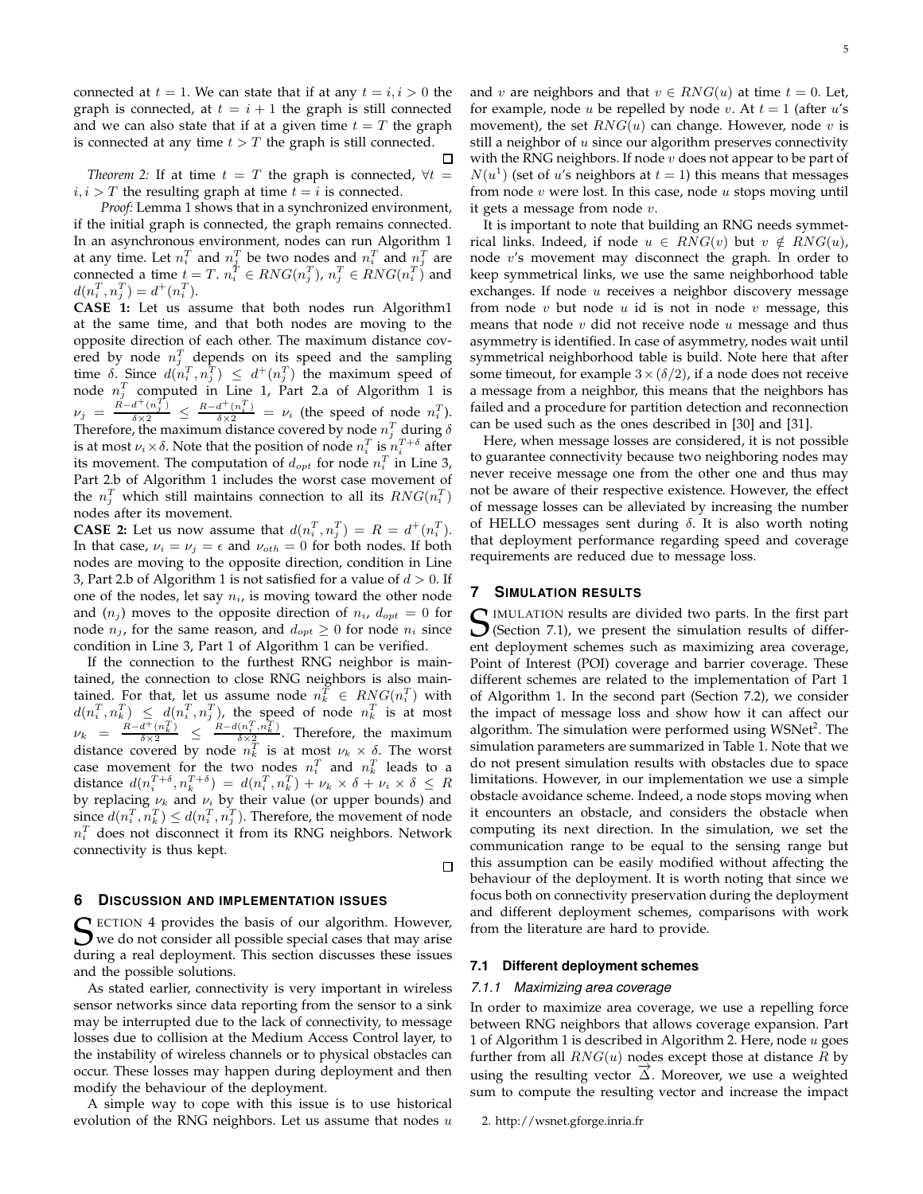connected at $t = 1$. We can state that if at any $t = i, i > 0$ the graph is connected, at $t = i + 1$ the graph is still connected and we can also state that if at a given time $t = T$ the graph is connected at any time $t > T$ the graph is still connected. □

*Theorem 2:* If at time $t = T$ the graph is connected, $\forall t = i, i > T$ the resulting graph at time $t = i$ is connected.

*Proof:* Lemma 1 shows that in a synchronized environment, if the initial graph is connected, the graph remains connected. In an asynchronous environment, nodes can run Algorithm 1 at any time. Let $n_i^T$ and $n_j^T$ be two nodes and $n_i^T$ and $n_j^T$ are connected a time $t = T$. $n_i^T \in RNG(n_j^T)$, $n_j^T \in RNG(n_i^T)$ and $d(n_i^T, n_j^T) = d^+(n_i^T)$.

**CASE 1:** Let us assume that both nodes run Algorithm1 at the same time, and that both nodes are moving to the opposite direction of each other. The maximum distance covered by node $n_j^T$ depends on its speed and the sampling time $\delta$. Since $d(n_i^T, n_j^T) \leq d^+(n_j^T)$ the maximum speed of node $n_j^T$ computed in Line 1, Part 2.a of Algorithm 1 is $\nu_j = \frac{R-d^+(n_j^T)}{\delta \times 2} \leq \frac{R-d^+(n_i^T)}{\delta \times 2} = \nu_i$ (the speed of node $n_i^T$). Therefore, the maximum distance covered by node $n_j^T$ during $\delta$ is at most $\nu_i \times \delta$. Note that the position of node $n_i^T$ is $n_i^{T+\delta}$ after its movement. The computation of $d_{opt}$ for node $n_i^T$ in Line 3, Part 2.b of Algorithm 1 includes the worst case movement of the $n_j^T$ which still maintains connection to all its $RNG(n_i^T)$ nodes after its movement.

**CASE 2:** Let us now assume that $d(n_i^T, n_j^T) = R = d^+(n_i^T)$. In that case, $\nu_i = \nu_j = \epsilon$ and $\nu_{oth} = 0$ for both nodes. If both nodes are moving to the opposite direction, condition in Line 3, Part 2.b of Algorithm 1 is not satisfied for a value of $d > 0$. If one of the nodes, let say $n_i$, is moving toward the other node and $(n_j)$ moves to the opposite direction of $n_i$, $d_{opt} = 0$ for node $n_j$, for the same reason, and $d_{opt} \geq 0$ for node $n_i$ since condition in Line 3, Part 1 of Algorithm 1 can be verified.

If the connection to the furthest RNG neighbor is maintained, the connection to close RNG neighbors is also maintained. For that, let us assume node $n_k^T \in RNG(n_i^T)$ with $d(n_i^T, n_k^T) \leq d(n_i^T, n_j^T)$, the speed of node $n_k^T$ is at most $\nu_k = \frac{R-d^+(n_k^T)}{\delta \times 2} \leq \frac{R-d(n_i^T, n_k^T)}{\delta \times 2}$. Therefore, the maximum distance covered by node $n_k^T$ is at most $\nu_k \times \delta$. The worst case movement for the two nodes $n_i^T$ and $n_k^T$ leads to a distance $d(n_i^{T+\delta}, n_k^{T+\delta}) = d(n_i^T, n_k^T) + \nu_k \times \delta + \nu_i \times \delta \leq R$ by replacing $\nu_k$ and $\nu_i$ by their value (or upper bounds) and since $d(n_i^T, n_k^T) \leq d(n_i^T, n_j^T)$. Therefore, the movement of node $n_i^T$ does not disconnect it from its RNG neighbors. Network connectivity is thus kept. □

## 6 Discussion and implementation issues

Section 4 provides the basis of our algorithm. However, we do not consider all possible special cases that may arise during a real deployment. This section discusses these issues and the possible solutions.

As stated earlier, connectivity is very important in wireless sensor networks since data reporting from the sensor to a sink may be interrupted due to the lack of connectivity, to message losses due to collision at the Medium Access Control layer, to the instability of wireless channels or to physical obstacles can occur. These losses may happen during deployment and then modify the behaviour of the deployment.

A simple way to cope with this issue is to use historical evolution of the RNG neighbors. Let us assume that nodes $u$ and $v$ are neighbors and that $v \in RNG(u)$ at time $t = 0$. Let, for example, node $u$ be repelled by node $v$. At $t = 1$ (after $u$'s movement), the set $RNG(u)$ can change. However, node $v$ is still a neighbor of $u$ since our algorithm preserves connectivity with the RNG neighbors. If node $v$ does not appear to be part of $N(u^1)$ (set of $u$'s neighbors at $t = 1$) this means that messages from node $v$ were lost. In this case, node $u$ stops moving until it gets a message from node $v$.

It is important to note that building an RNG needs symmetrical links. Indeed, if node $u \in RNG(v)$ but $v \notin RNG(u)$, node $v$'s movement may disconnect the graph. In order to keep symmetrical links, we use the same neighborhood table exchanges. If node $u$ receives a neighbor discovery message from node $v$ but node $u$ id is not in node $v$ message, this means that node $v$ did not receive node $u$ message and thus asymmetry is identified. In case of asymmetry, nodes wait until symmetrical neighborhood table is build. Note here that after some timeout, for example $3 \times (\delta/2)$, if a node does not receive a message from a neighbor, this means that the neighbors has failed and a procedure for partition detection and reconnection can be used such as the ones described in [30] and [31].

Here, when message losses are considered, it is not possible to guarantee connectivity because two neighboring nodes may never receive message one from the other one and thus may not be aware of their respective existence. However, the effect of message losses can be alleviated by increasing the number of HELLO messages sent during $\delta$. It is also worth noting that deployment performance regarding speed and coverage requirements are reduced due to message loss.

## 7 Simulation results

Simulation results are divided two parts. In the first part (Section 7.1), we present the simulation results of different deployment schemes such as maximizing area coverage, Point of Interest (POI) coverage and barrier coverage. These different schemes are related to the implementation of Part 1 of Algorithm 1. In the second part (Section 7.2), we consider the impact of message loss and show how it can affect our algorithm. The simulation were performed using WSNet[2]. The simulation parameters are summarized in Table 1. Note that we do not present simulation results with obstacles due to space limitations. However, in our implementation we use a simple obstacle avoidance scheme. Indeed, a node stops moving when it encounters an obstacle, and considers the obstacle when computing its next direction. In the simulation, we set the communication range to be equal to the sensing range but this assumption can be easily modified without affecting the behaviour of the deployment. It is worth noting that since we focus both on connectivity preservation during the deployment and different deployment schemes, comparisons with work from the literature are hard to provide.

### 7.1 Different deployment schemes

#### 7.1.1 Maximizing area coverage

In order to maximize area coverage, we use a repelling force between RNG neighbors that allows coverage expansion. Part 1 of Algorithm 1 is described in Algorithm 2. Here, node $u$ goes further from all $RNG(u)$ nodes except those at distance $R$ by using the resulting vector $\overrightarrow{\Delta}$. Moreover, we use a weighted sum to compute the resulting vector and increase the impact

2. http://wsnet.gforge.inria.fr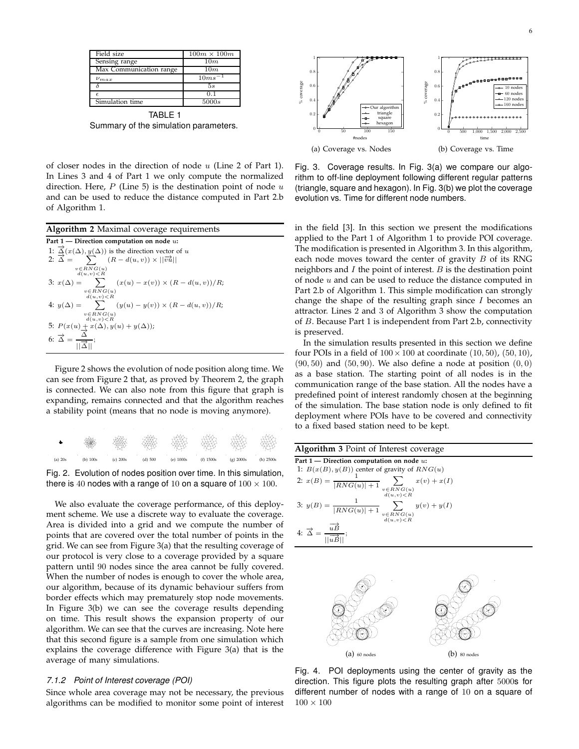| Field size | $100m \times 100m$ |
| --- | --- |
| Sensing range | $10m$ |
| Max Communication range | $10m$ |
| $\nu_{max}$ | $10ms^{-1}$ |
| $\delta$ | $5s$ |
| $\epsilon$ | $0.1$ |
| Simulation time | $5000s$ |

TABLE 1
Summary of the simulation parameters.

of closer nodes in the direction of node $u$ (Line 2 of Part 1). In Lines 3 and 4 of Part 1 we only compute the normalized direction. Here, $P$ (Line 5) is the destination point of node $u$ and can be used to reduce the distance computed in Part 2.b of Algorithm 1.

**Algorithm 2** Maximal coverage requirements

**Part 1 — Direction computation on node $u$:**

1: $\overrightarrow{\Delta}(x(\Delta), y(\Delta))$ is the direction vector of $u$

2: $\overrightarrow{\Delta} = \sum_{\substack{v \in RNG(u) \\ d(u,v)<R}} (R - d(u,v)) \times ||\overrightarrow{vu}||$

3: $x(\Delta) = \sum_{\substack{v \in RNG(u) \\ d(u,v)<R}} (x(u) - x(v)) \times (R - d(u,v))/R;$

4: $y(\Delta) = \sum_{\substack{v \in RNG(u) \\ d(u,v)<R}} (y(u) - y(v)) \times (R - d(u,v))/R;$

5: $P(x(u) + x(\Delta), y(u) + y(\Delta));$

6: $\overrightarrow{\Delta} = \frac{\overrightarrow{\Delta}}{||\overrightarrow{\Delta}||};$

Figure 2 shows the evolution of node position along time. We can see from Figure 2 that, as proved by Theorem 2, the graph is connected. We can also note from this figure that graph is expanding, remains connected and that the algorithm reaches a stability point (means that no node is moving anymore).

(a) 20s (b) 100s (c) 200s (d) 500 (e) 1000s (f) 1500s (g) 2000s (h) 2500s

Fig. 2. Evolution of nodes position over time. In this simulation, there is 40 nodes with a range of 10 on a square of $100 \times 100$.

We also evaluate the coverage performance, of this deployment scheme. We use a discrete way to evaluate the coverage. Area is divided into a grid and we compute the number of points that are covered over the total number of points in the grid. We can see from Figure 3(a) that the resulting coverage of our protocol is very close to a coverage provided by a square pattern until 90 nodes since the area cannot be fully covered. When the number of nodes is enough to cover the whole area, our algorithm, because of its dynamic behaviour suffers from border effects which may prematurely stop node movements. In Figure 3(b) we can see the coverage results depending on time. This result shows the expansion property of our algorithm. We can see that the curves are increasing. Note here that this second figure is a sample from one simulation which explains the coverage difference with Figure 3(a) that is the average of many simulations.

### 7.1.2 Point of Interest coverage (POI)

Since whole area coverage may not be necessary, the previous algorithms can be modified to monitor some point of interest in the field [3]. In this section we present the modifications applied to the Part 1 of Algorithm 1 to provide POI coverage. The modification is presented in Algorithm 3. In this algorithm, each node moves toward the center of gravity $B$ of its RNG neighbors and $I$ the point of interest. $B$ is the destination point of node $u$ and can be used to reduce the distance computed in Part 2.b of Algorithm 1. This simple modification can strongly change the shape of the resulting graph since $I$ becomes an attractor. Lines 2 and 3 of Algorithm 3 show the computation of $B$. Because Part 1 is independent from Part 2.b, connectivity is preserved.

(a) Coverage vs. Nodes (b) Coverage vs. Time

Fig. 3. Coverage results. In Fig. 3(a) we compare our algorithm to off-line deployment following different regular patterns (triangle, square and hexagon). In Fig. 3(b) we plot the coverage evolution vs. Time for different node numbers.

In the simulation results presented in this section we define four POIs in a field of $100 \times 100$ at coordinate $(10, 50)$, $(50, 10)$, $(90, 50)$ and $(50, 90)$. We also define a node at position $(0, 0)$ as a base station. The starting point of all nodes is in the communication range of the base station. All the nodes have a predefined point of interest randomly chosen at the beginning of the simulation. The base station node is only defined to fit deployment where POIs have to be covered and connectivity to a fixed based station need to be kept.

**Algorithm 3** Point of Interest coverage

**Part 1 — Direction computation on node $u$:**

1: $B(x(B), y(B))$ center of gravity of $RNG(u)$

2: $x(B) = \frac{1}{|RNG(u)| + 1} \sum_{\substack{v \in RNG(u) \\ d(u,v)<R}} x(v) + x(I)$

3: $y(B) = \frac{1}{|RNG(u)| + 1} \sum_{\substack{v \in RNG(u) \\ d(u,v)<R}} y(v) + y(I)$

4: $\overrightarrow{\Delta} = \frac{\overrightarrow{uB}}{||\overrightarrow{uB}||};$

(a) 60 nodes (b) 80 nodes

Fig. 4. POI deployments using the center of gravity as the direction. This figure plots the resulting graph after 5000s for different number of nodes with a range of 10 on a square of $100 \times 100$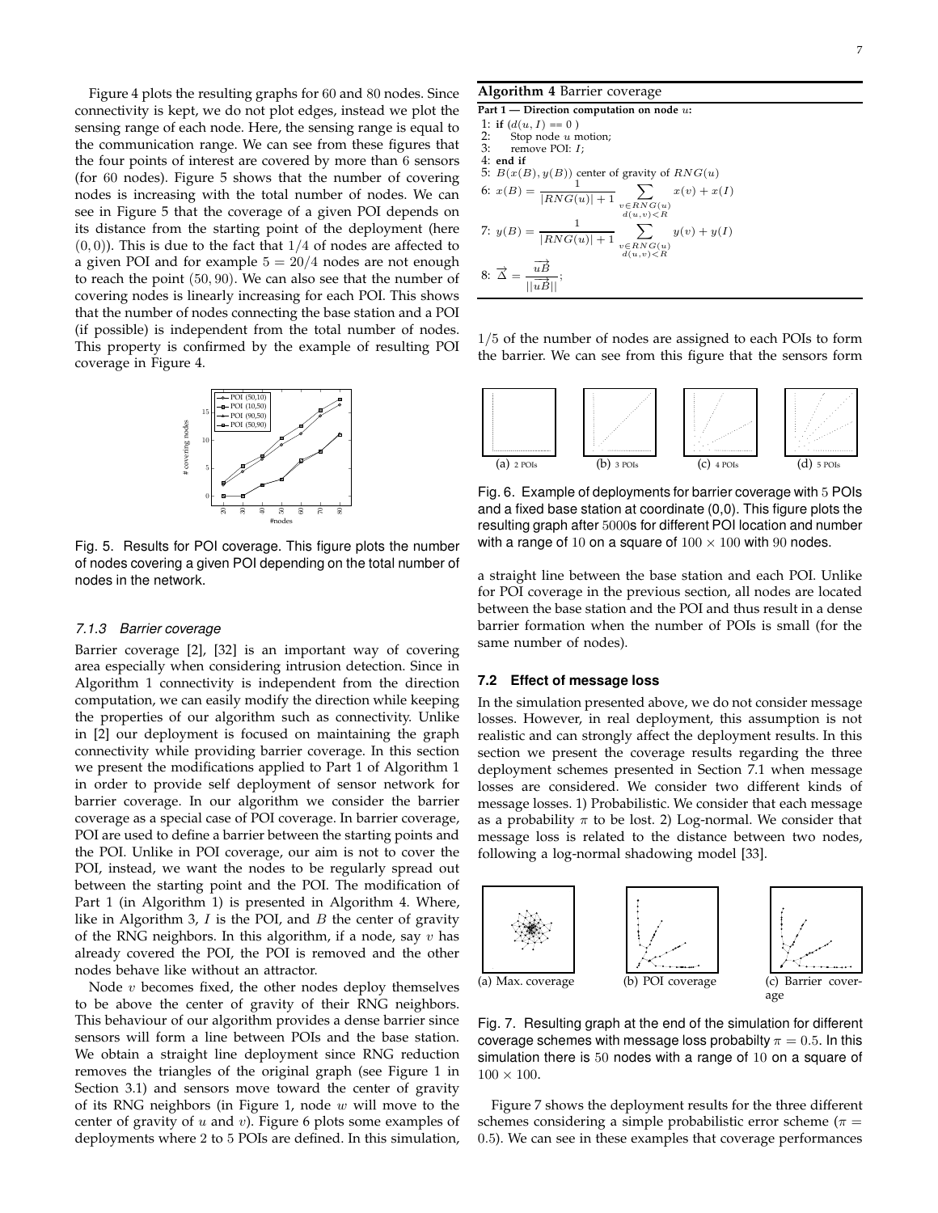Figure 4 plots the resulting graphs for 60 and 80 nodes. Since connectivity is kept, we do not plot edges, instead we plot the sensing range of each node. Here, the sensing range is equal to the communication range. We can see from these figures that the four points of interest are covered by more than 6 sensors (for 60 nodes). Figure 5 shows that the number of covering nodes is increasing with the total number of nodes. We can see in Figure 5 that the coverage of a given POI depends on its distance from the starting point of the deployment (here $(0, 0)$). This is due to the fact that $1/4$ of nodes are affected to a given POI and for example $5 = 20/4$ nodes are not enough to reach the point $(50, 90)$. We can also see that the number of covering nodes is linearly increasing for each POI. This shows that the number of nodes connecting the base station and a POI (if possible) is independent from the total number of nodes. This property is confirmed by the example of resulting POI coverage in Figure 4.

Fig. 5. Results for POI coverage. This figure plots the number of nodes covering a given POI depending on the total number of nodes in the network.

### 7.1.3 Barrier coverage

Barrier coverage [2], [32] is an important way of covering area especially when considering intrusion detection. Since in Algorithm 1 connectivity is independent from the direction computation, we can easily modify the direction while keeping the properties of our algorithm such as connectivity. Unlike in [2] our deployment is focused on maintaining the graph connectivity while providing barrier coverage. In this section we present the modifications applied to Part 1 of Algorithm 1 in order to provide self deployment of sensor network for barrier coverage. In our algorithm we consider the barrier coverage as a special case of POI coverage. In barrier coverage, POI are used to define a barrier between the starting points and the POI. Unlike in POI coverage, our aim is not to cover the POI, instead, we want the nodes to be regularly spread out between the starting point and the POI. The modification of Part 1 (in Algorithm 1) is presented in Algorithm 4. Where, like in Algorithm 3, $I$ is the POI, and $B$ the center of gravity of the RNG neighbors. In this algorithm, if a node, say $v$ has already covered the POI, the POI is removed and the other nodes behave like without an attractor.

Node $v$ becomes fixed, the other nodes deploy themselves to be above the center of gravity of their RNG neighbors. This behaviour of our algorithm provides a dense barrier since sensors will form a line between POIs and the base station. We obtain a straight line deployment since RNG reduction removes the triangles of the original graph (see Figure 1 in Section 3.1) and sensors move toward the center of gravity of its RNG neighbors (in Figure 1, node $w$ will move to the center of gravity of $u$ and $v$). Figure 6 plots some examples of deployments where 2 to 5 POIs are defined. In this simulation, $1/5$ of the number of nodes are assigned to each POIs to form the barrier. We can see from this figure that the sensors form a straight line between the base station and each POI. Unlike for POI coverage in the previous section, all nodes are located between the base station and the POI and thus result in a dense barrier formation when the number of POIs is small (for the same number of nodes).

**Algorithm 4** Barrier coverage

**Part 1 — Direction computation on node $u$:**

1: **if** $(d(u, I) == 0)$
2: Stop node $u$ motion;
3: remove POI: $I$;
4: **end if**
5: $B(x(B), y(B))$ center of gravity of $RNG(u)$
6: $x(B) = \frac{1}{|RNG(u)|+1} \sum_{\substack{v \in RNG(u) \\ d(u,v)<R}} x(v) + x(I)$
7: $y(B) = \frac{1}{|RNG(u)|+1} \sum_{\substack{v \in RNG(u) \\ d(u,v)<R}} y(v) + y(I)$
8: $\overrightarrow{\Delta} = \frac{\overrightarrow{uB}}{||\overrightarrow{uB}||}$;

(a) 2 POIs (b) 3 POIs (c) 4 POIs (d) 5 POIs

Fig. 6. Example of deployments for barrier coverage with 5 POIs and a fixed base station at coordinate (0,0). This figure plots the resulting graph after 5000s for different POI location and number with a range of 10 on a square of $100 \times 100$ with 90 nodes.

## 7.2 Effect of message loss

In the simulation presented above, we do not consider message losses. However, in real deployment, this assumption is not realistic and can strongly affect the deployment results. In this section we present the coverage results regarding the three deployment schemes presented in Section 7.1 when message losses are considered. We consider two different kinds of message losses. 1) Probabilistic. We consider that each message as a probability $\pi$ to be lost. 2) Log-normal. We consider that message loss is related to the distance between two nodes, following a log-normal shadowing model [33].

(a) Max. coverage (b) POI coverage (c) Barrier coverage

Fig. 7. Resulting graph at the end of the simulation for different coverage schemes with message loss probabilty $\pi = 0.5$. In this simulation there is 50 nodes with a range of 10 on a square of $100 \times 100$.

Figure 7 shows the deployment results for the three different schemes considering a simple probabilistic error scheme ($\pi = 0.5$). We can see in these examples that coverage performances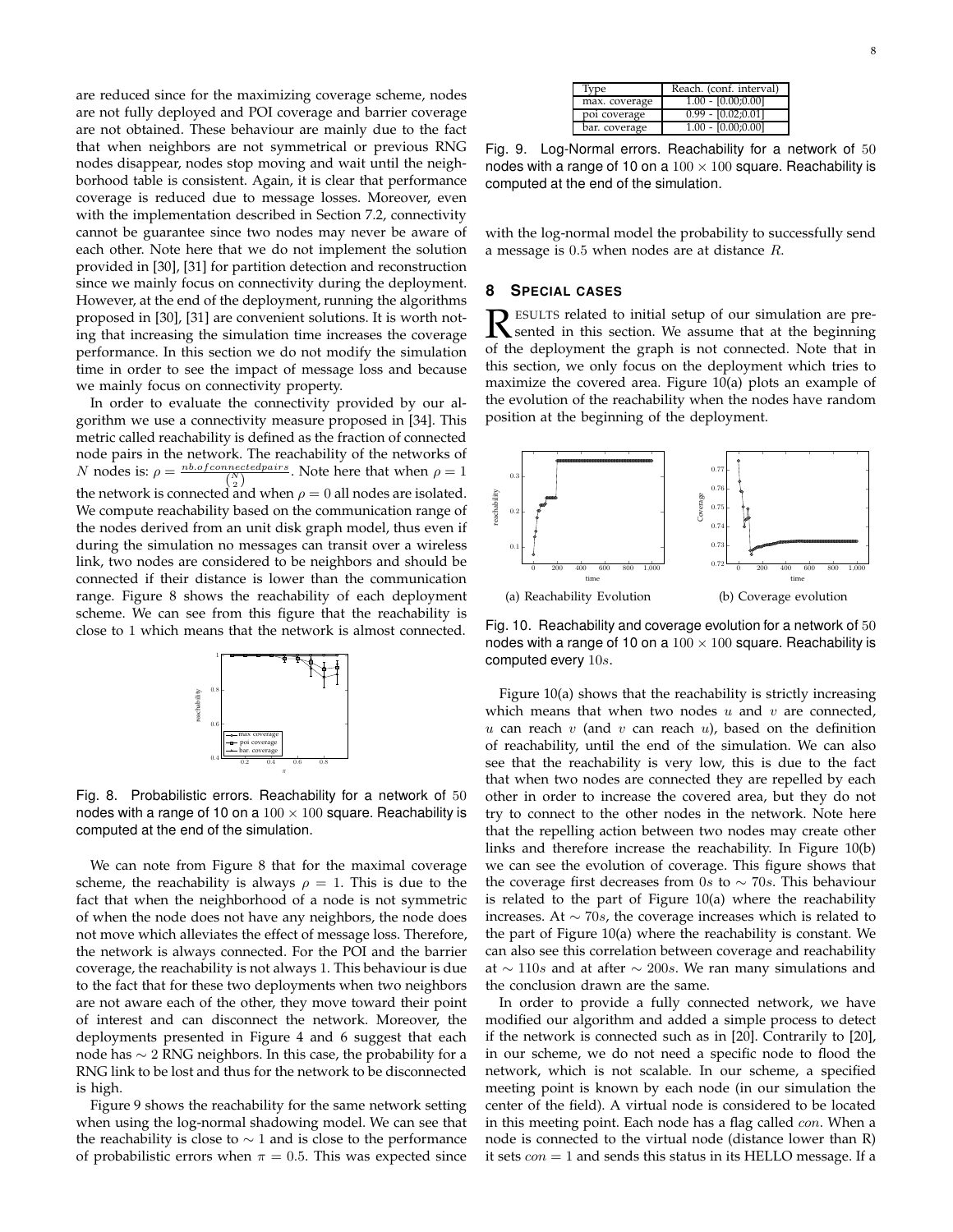are reduced since for the maximizing coverage scheme, nodes are not fully deployed and POI coverage and barrier coverage are not obtained. These behaviour are mainly due to the fact that when neighbors are not symmetrical or previous RNG nodes disappear, nodes stop moving and wait until the neighborhood table is consistent. Again, it is clear that performance coverage is reduced due to message losses. Moreover, even with the implementation described in Section 7.2, connectivity cannot be guarantee since two nodes may never be aware of each other. Note here that we do not implement the solution provided in [30], [31] for partition detection and reconstruction since we mainly focus on connectivity during the deployment. However, at the end of the deployment, running the algorithms proposed in [30], [31] are convenient solutions. It is worth noting that increasing the simulation time increases the coverage performance. In this section we do not modify the simulation time in order to see the impact of message loss and because we mainly focus on connectivity property.

In order to evaluate the connectivity provided by our algorithm we use a connectivity measure proposed in [34]. This metric called reachability is defined as the fraction of connected node pairs in the network. The reachability of the networks of $N$ nodes is: $\rho = \frac{nb.of connected pairs}{\binom{N}{2}}$. Note here that when $\rho = 1$ the network is connected and when $\rho = 0$ all nodes are isolated. We compute reachability based on the communication range of the nodes derived from an unit disk graph model, thus even if during the simulation no messages can transit over a wireless link, two nodes are considered to be neighbors and should be connected if their distance is lower than the communication range. Figure 8 shows the reachability of each deployment scheme. We can see from this figure that the reachability is close to 1 which means that the network is almost connected.

Fig. 8. Probabilistic errors. Reachability for a network of 50 nodes with a range of 10 on a $100 \times 100$ square. Reachability is computed at the end of the simulation.

We can note from Figure 8 that for the maximal coverage scheme, the reachability is always $\rho = 1$. This is due to the fact that when the neighborhood of a node is not symmetric of when the node does not have any neighbors, the node does not move which alleviates the effect of message loss. Therefore, the network is always connected. For the POI and the barrier coverage, the reachability is not always 1. This behaviour is due to the fact that for these two deployments when two neighbors are not aware each of the other, they move toward their point of interest and can disconnect the network. Moreover, the deployments presented in Figure 4 and 6 suggest that each node has $\sim 2$ RNG neighbors. In this case, the probability for a RNG link to be lost and thus for the network to be disconnected is high.

Figure 9 shows the reachability for the same network setting when using the log-normal shadowing model. We can see that the reachability is close to $\sim 1$ and is close to the performance of probabilistic errors when $\pi = 0.5$. This was expected since with the log-normal model the probability to successfully send a message is $0.5$ when nodes are at distance $R$.

| Type | Reach. (conf. interval) |
|---|---|
| max. coverage | 1.00 - [0.00;0.00] |
| poi coverage | 0.99 - [0.02;0.01] |
| bar. coverage | 1.00 - [0.00;0.00] |

Fig. 9. Log-Normal errors. Reachability for a network of 50 nodes with a range of 10 on a $100 \times 100$ square. Reachability is computed at the end of the simulation.

## 8 Special cases

Results related to initial setup of our simulation are presented in this section. We assume that at the beginning of the deployment the graph is not connected. Note that in this section, we only focus on the deployment which tries to maximize the covered area. Figure 10(a) plots an example of the evolution of the reachability when the nodes have random position at the beginning of the deployment.

(a) Reachability Evolution

(b) Coverage evolution

Fig. 10. Reachability and coverage evolution for a network of 50 nodes with a range of 10 on a $100 \times 100$ square. Reachability is computed every $10s$.

Figure 10(a) shows that the reachability is strictly increasing which means that when two nodes $u$ and $v$ are connected, $u$ can reach $v$ (and $v$ can reach $u$), based on the definition of reachability, until the end of the simulation. We can also see that the reachability is very low, this is due to the fact that when two nodes are connected they are repelled by each other in order to increase the covered area, but they do not try to connect to the other nodes in the network. Note here that the repelling action between two nodes may create other links and therefore increase the reachability. In Figure 10(b) we can see the evolution of coverage. This figure shows that the coverage first decreases from $0s$ to $\sim 70s$. This behaviour is related to the part of Figure 10(a) where the reachability increases. At $\sim 70s$, the coverage increases which is related to the part of Figure 10(a) where the reachability is constant. We can also see this correlation between coverage and reachability at $\sim 110s$ and at after $\sim 200s$. We ran many simulations and the conclusion drawn are the same.

In order to provide a fully connected network, we have modified our algorithm and added a simple process to detect if the network is connected such as in [20]. Contrarily to [20], in our scheme, we do not need a specific node to flood the network, which is not scalable. In our scheme, a specified meeting point is known by each node (in our simulation the center of the field). A virtual node is considered to be located in this meeting point. Each node has a flag called $con$. When a node is connected to the virtual node (distance lower than R) it sets $con = 1$ and sends this status in its HELLO message. If a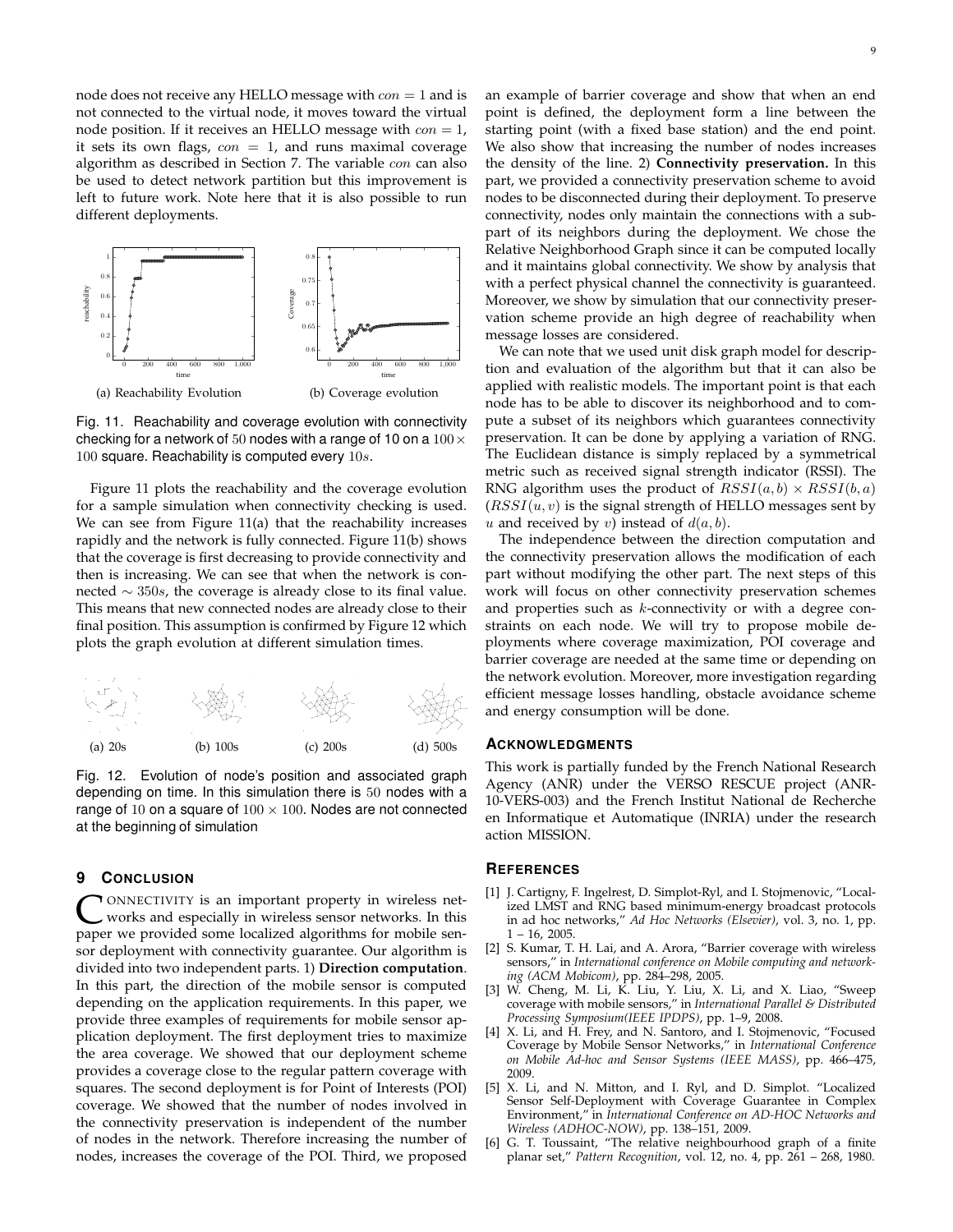node does not receive any HELLO message with $con = 1$ and is not connected to the virtual node, it moves toward the virtual node position. If it receives an HELLO message with $con = 1$, it sets its own flags, $con = 1$, and runs maximal coverage algorithm as described in Section 7. The variable $con$ can also be used to detect network partition but this improvement is left to future work. Note here that it is also possible to run different deployments.

(a) Reachability Evolution

(b) Coverage evolution

Fig. 11. Reachability and coverage evolution with connectivity checking for a network of 50 nodes with a range of 10 on a $100 \times 100$ square. Reachability is computed every $10s$.

Figure 11 plots the reachability and the coverage evolution for a sample simulation when connectivity checking is used. We can see from Figure 11(a) that the reachability increases rapidly and the network is fully connected. Figure 11(b) shows that the coverage is first decreasing to provide connectivity and then is increasing. We can see that when the network is connected $\sim 350s$, the coverage is already close to its final value. This means that new connected nodes are already close to their final position. This assumption is confirmed by Figure 12 which plots the graph evolution at different simulation times.

(a) 20s

(b) 100s

(c) 200s

(d) 500s

Fig. 12. Evolution of node's position and associated graph depending on time. In this simulation there is 50 nodes with a range of 10 on a square of $100 \times 100$. Nodes are not connected at the beginning of simulation

# 9 Conclusion

Connectivity is an important property in wireless networks and especially in wireless sensor networks. In this paper we provided some localized algorithms for mobile sensor deployment with connectivity guarantee. Our algorithm is divided into two independent parts. 1) **Direction computation**. In this part, the direction of the mobile sensor is computed depending on the application requirements. In this paper, we provide three examples of requirements for mobile sensor application deployment. The first deployment tries to maximize the area coverage. We showed that our deployment scheme provides a coverage close to the regular pattern coverage with squares. The second deployment is for Point of Interests (POI) coverage. We showed that the number of nodes involved in the connectivity preservation is independent of the number of nodes in the network. Therefore increasing the number of nodes, increases the coverage of the POI. Third, we proposed an example of barrier coverage and show that when an end point is defined, the deployment form a line between the starting point (with a fixed base station) and the end point. We also show that increasing the number of nodes increases the density of the line. 2) **Connectivity preservation.** In this part, we provided a connectivity preservation scheme to avoid nodes to be disconnected during their deployment. To preserve connectivity, nodes only maintain the connections with a subpart of its neighbors during the deployment. We chose the Relative Neighborhood Graph since it can be computed locally and it maintains global connectivity. We show by analysis that with a perfect physical channel the connectivity is guaranteed. Moreover, we show by simulation that our connectivity preservation scheme provide an high degree of reachability when message losses are considered.

We can note that we used unit disk graph model for description and evaluation of the algorithm but that it can also be applied with realistic models. The important point is that each node has to be able to discover its neighborhood and to compute a subset of its neighbors which guarantees connectivity preservation. It can be done by applying a variation of RNG. The Euclidean distance is simply replaced by a symmetrical metric such as received signal strength indicator (RSSI). The RNG algorithm uses the product of $RSSI(a, b) \times RSSI(b, a)$ ($RSSI(u, v)$ is the signal strength of HELLO messages sent by $u$ and received by $v$) instead of $d(a, b)$.

The independence between the direction computation and the connectivity preservation allows the modification of each part without modifying the other part. The next steps of this work will focus on other connectivity preservation schemes and properties such as $k$-connectivity or with a degree constraints on each node. We will try to propose mobile deployments where coverage maximization, POI coverage and barrier coverage are needed at the same time or depending on the network evolution. Moreover, more investigation regarding efficient message losses handling, obstacle avoidance scheme and energy consumption will be done.

## Acknowledgments

This work is partially funded by the French National Research Agency (ANR) under the VERSO RESCUE project (ANR-10-VERS-003) and the French Institut National de Recherche en Informatique et Automatique (INRIA) under the research action MISSION.

## References

[1] J. Cartigny, F. Ingelrest, D. Simplot-Ryl, and I. Stojmenovic, "Localized LMST and RNG based minimum-energy broadcast protocols in ad hoc networks," *Ad Hoc Networks (Elsevier)*, vol. 3, no. 1, pp. 1 – 16, 2005.

[2] S. Kumar, T. H. Lai, and A. Arora, "Barrier coverage with wireless sensors," in *International conference on Mobile computing and networking (ACM Mobicom)*, pp. 284–298, 2005.

[3] W. Cheng, M. Li, K. Liu, Y. Liu, X. Li, and X. Liao, "Sweep coverage with mobile sensors," in *International Parallel & Distributed Processing Symposium(IEEE IPDPS)*, pp. 1–9, 2008.

[4] X. Li, and H. Frey, and N. Santoro, and I. Stojmenovic, "Focused Coverage by Mobile Sensor Networks," in *International Conference on Mobile Ad-hoc and Sensor Systems (IEEE MASS)*, pp. 466–475, 2009.

[5] X. Li, and N. Mitton, and I. Ryl, and D. Simplot. "Localized Sensor Self-Deployment with Coverage Guarantee in Complex Environment," in *International Conference on AD-HOC Networks and Wireless (ADHOC-NOW)*, pp. 138–151, 2009.

[6] G. T. Toussaint, "The relative neighbourhood graph of a finite planar set," *Pattern Recognition*, vol. 12, no. 4, pp. 261 – 268, 1980.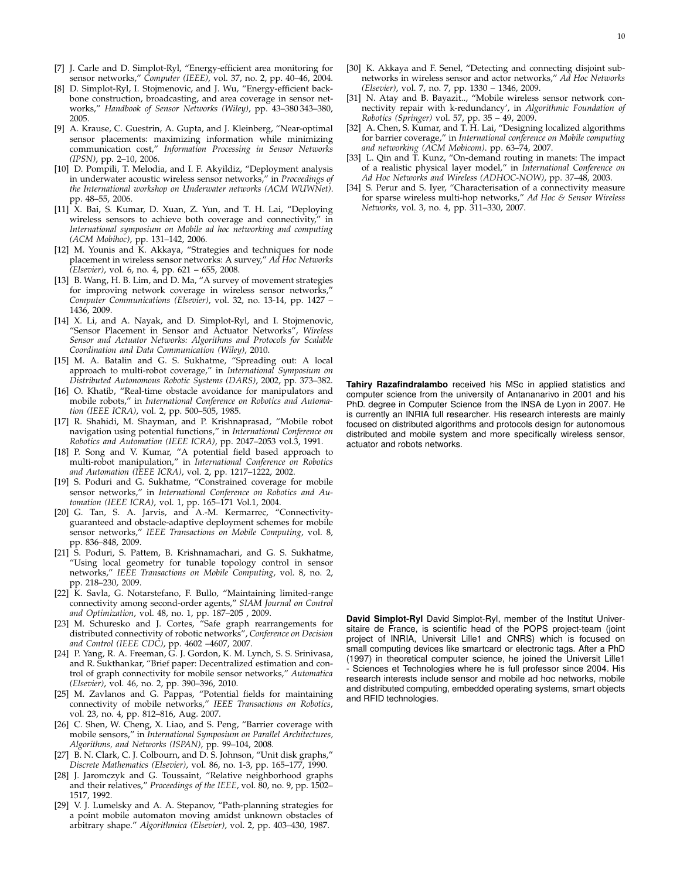[7] J. Carle and D. Simplot-Ryl, "Energy-efficient area monitoring for sensor networks," *Computer (IEEE)*, vol. 37, no. 2, pp. 40–46, 2004.

[8] D. Simplot-Ryl, I. Stojmenovic, and J. Wu, "Energy-efficient backbone construction, broadcasting, and area coverage in sensor networks," *Handbook of Sensor Networks (Wiley)*, pp. 43–380 343–380, 2005.

[9] A. Krause, C. Guestrin, A. Gupta, and J. Kleinberg, "Near-optimal sensor placements: maximizing information while minimizing communication cost," *Information Processing in Sensor Networks (IPSN)*, pp. 2–10, 2006.

[10] D. Pompili, T. Melodia, and I. F. Akyildiz, "Deployment analysis in underwater acoustic wireless sensor networks," in *Proceedings of the International workshop on Underwater networks (ACM WUWNet)*. pp. 48–55, 2006.

[11] X. Bai, S. Kumar, D. Xuan, Z. Yun, and T. H. Lai, "Deploying wireless sensors to achieve both coverage and connectivity," in *International symposium on Mobile ad hoc networking and computing (ACM Mobihoc)*, pp. 131–142, 2006.

[12] M. Younis and K. Akkaya, "Strategies and techniques for node placement in wireless sensor networks: A survey," *Ad Hoc Networks (Elsevier)*, vol. 6, no. 4, pp. 621 – 655, 2008.

[13] B. Wang, H. B. Lim, and D. Ma, "A survey of movement strategies for improving network coverage in wireless sensor networks," *Computer Communications (Elsevier)*, vol. 32, no. 13-14, pp. 1427 – 1436, 2009.

[14] X. Li, and A. Nayak, and D. Simplot-Ryl, and I. Stojmenovic, "Sensor Placement in Sensor and Actuator Networks", *Wireless Sensor and Actuator Networks: Algorithms and Protocols for Scalable Coordination and Data Communication (Wiley)*, 2010.

[15] M. A. Batalin and G. S. Sukhatme, "Spreading out: A local approach to multi-robot coverage," in *International Symposium on Distributed Autonomous Robotic Systems (DARS)*, 2002, pp. 373–382.

[16] O. Khatib, "Real-time obstacle avoidance for manipulators and mobile robots," in *International Conference on Robotics and Automation (IEEE ICRA)*, vol. 2, pp. 500–505, 1985.

[17] R. Shahidi, M. Shayman, and P. Krishnaprasad, "Mobile robot navigation using potential functions," in *International Conference on Robotics and Automation (IEEE ICRA)*, pp. 2047–2053 vol.3, 1991.

[18] P. Song and V. Kumar, "A potential field based approach to multi-robot manipulation," in *International Conference on Robotics and Automation (IEEE ICRA)*, vol. 2, pp. 1217–1222, 2002.

[19] S. Poduri and G. Sukhatme, "Constrained coverage for mobile sensor networks," in *International Conference on Robotics and Automation (IEEE ICRA)*, vol. 1, pp. 165–171 Vol.1, 2004.

[20] G. Tan, S. A. Jarvis, and A.-M. Kermarrec, "Connectivity-guaranteed and obstacle-adaptive deployment schemes for mobile sensor networks," *IEEE Transactions on Mobile Computing*, vol. 8, pp. 836–848, 2009.

[21] S. Poduri, S. Pattem, B. Krishnamachari, and G. S. Sukhatme, "Using local geometry for tunable topology control in sensor networks," *IEEE Transactions on Mobile Computing*, vol. 8, no. 2, pp. 218–230, 2009.

[22] K. Savla, G. Notarstefano, F. Bullo, "Maintaining limited-range connectivity among second-order agents," *SIAM Journal on Control and Optimization*, vol. 48, no. 1, pp. 187–205 , 2009.

[23] M. Schuresko and J. Cortes, "Safe graph rearrangements for distributed connectivity of robotic networks", *Conference on Decision and Control (IEEE CDC)*, pp. 4602 –4607, 2007.

[24] P. Yang, R. A. Freeman, G. J. Gordon, K. M. Lynch, S. S. Srinivasa, and R. Sukthankar, "Brief paper: Decentralized estimation and control of graph connectivity for mobile sensor networks," *Automatica (Elsevier)*, vol. 46, no. 2, pp. 390–396, 2010.

[25] M. Zavlanos and G. Pappas, "Potential fields for maintaining connectivity of mobile networks," *IEEE Transactions on Robotics*, vol. 23, no. 4, pp. 812–816, Aug. 2007.

[26] C. Shen, W. Cheng, X. Liao, and S. Peng, "Barrier coverage with mobile sensors," in *International Symposium on Parallel Architectures, Algorithms, and Networks (ISPAN)*, pp. 99–104, 2008.

[27] B. N. Clark, C. J. Colbourn, and D. S. Johnson, "Unit disk graphs," *Discrete Mathematics (Elsevier)*, vol. 86, no. 1-3, pp. 165–177, 1990.

[28] J. Jaromczyk and G. Toussaint, "Relative neighborhood graphs and their relatives," *Proceedings of the IEEE*, vol. 80, no. 9, pp. 1502–1517, 1992.

[29] V. J. Lumelsky and A. A. Stepanov, "Path-planning strategies for a point mobile automaton moving amidst unknown obstacles of arbitrary shape." *Algorithmica (Elsevier)*, vol. 2, pp. 403–430, 1987.

[30] K. Akkaya and F. Senel, "Detecting and connecting disjoint subnetworks in wireless sensor and actor networks," *Ad Hoc Networks (Elsevier)*, vol. 7, no. 7, pp. 1330 – 1346, 2009.

[31] N. Atay and B. Bayazit.., "Mobile wireless sensor network connectivity repair with k-redundancy', in *Algorithmic Foundation of Robotics (Springer)* vol. 57, pp. 35 – 49, 2009.

[32] A. Chen, S. Kumar, and T. H. Lai, "Designing localized algorithms for barrier coverage," in *International conference on Mobile computing and networking (ACM Mobicom)*. pp. 63–74, 2007.

[33] L. Qin and T. Kunz, "On-demand routing in manets: The impact of a realistic physical layer model," in *International Conference on Ad Hoc Networks and Wireless (ADHOC-NOW)*, pp. 37–48, 2003.

[34] S. Perur and S. Iyer, "Characterisation of a connectivity measure for sparse wireless multi-hop networks," *Ad Hoc & Sensor Wireless Networks*, vol. 3, no. 4, pp. 311–330, 2007.

**Tahiry Razafindralambo** received his MSc in applied statistics and computer science from the university of Antananarivo in 2001 and his PhD. degree in Computer Science from the INSA de Lyon in 2007. He is currently an INRIA full researcher. His research interests are mainly focused on distributed algorithms and protocols design for autonomous distributed and mobile system and more specifically wireless sensor, actuator and robots networks.

**David Simplot-Ryl** David Simplot-Ryl, member of the Institut Universitaire de France, is scientific head of the POPS project-team (joint project of INRIA, Universit Lille1 and CNRS) which is focused on small computing devices like smartcard or electronic tags. After a PhD (1997) in theoretical computer science, he joined the Universit Lille1 - Sciences et Technologies where he is full professor since 2004. His research interests include sensor and mobile ad hoc networks, mobile and distributed computing, embedded operating systems, smart objects and RFID technologies.